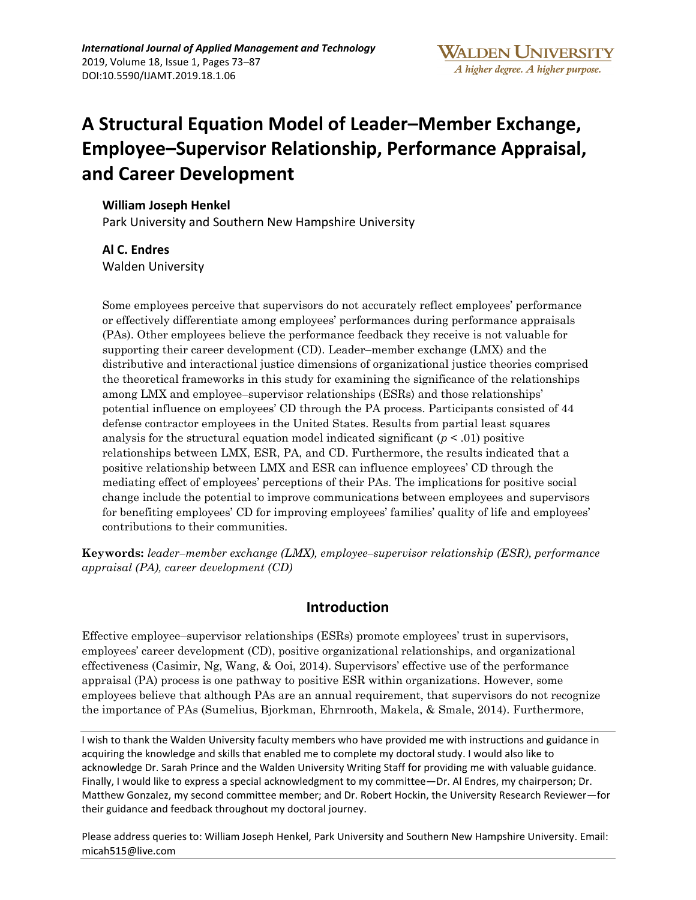# A Structural Equation Model of Leader–Member Exchange, Employee–Supervisor Relationship, Performance Appraisal, and Career Development

**William Joseph Henkel**
Park University and Southern New Hampshire University

**Al C. Endres**
Walden University

Some employees perceive that supervisors do not accurately reflect employees' performance or effectively differentiate among employees' performances during performance appraisals (PAs). Other employees believe the performance feedback they receive is not valuable for supporting their career development (CD). Leader–member exchange (LMX) and the distributive and interactional justice dimensions of organizational justice theories comprised the theoretical frameworks in this study for examining the significance of the relationships among LMX and employee–supervisor relationships (ESRs) and those relationships' potential influence on employees' CD through the PA process. Participants consisted of 44 defense contractor employees in the United States. Results from partial least squares analysis for the structural equation model indicated significant ($p < .01$) positive relationships between LMX, ESR, PA, and CD. Furthermore, the results indicated that a positive relationship between LMX and ESR can influence employees' CD through the mediating effect of employees' perceptions of their PAs. The implications for positive social change include the potential to improve communications between employees and supervisors for benefiting employees' CD for improving employees' families' quality of life and employees' contributions to their communities.

**Keywords:** *leader–member exchange (LMX), employee–supervisor relationship (ESR), performance appraisal (PA), career development (CD)*

## Introduction

Effective employee–supervisor relationships (ESRs) promote employees' trust in supervisors, employees' career development (CD), positive organizational relationships, and organizational effectiveness (Casimir, Ng, Wang, & Ooi, 2014). Supervisors' effective use of the performance appraisal (PA) process is one pathway to positive ESR within organizations. However, some employees believe that although PAs are an annual requirement, that supervisors do not recognize the importance of PAs (Sumelius, Bjorkman, Ehrnrooth, Makela, & Smale, 2014). Furthermore,

---

I wish to thank the Walden University faculty members who have provided me with instructions and guidance in acquiring the knowledge and skills that enabled me to complete my doctoral study. I would also like to acknowledge Dr. Sarah Prince and the Walden University Writing Staff for providing me with valuable guidance. Finally, I would like to express a special acknowledgment to my committee—Dr. Al Endres, my chairperson; Dr. Matthew Gonzalez, my second committee member; and Dr. Robert Hockin, the University Research Reviewer—for their guidance and feedback throughout my doctoral journey.

Please address queries to: William Joseph Henkel, Park University and Southern New Hampshire University. Email: micah515@live.com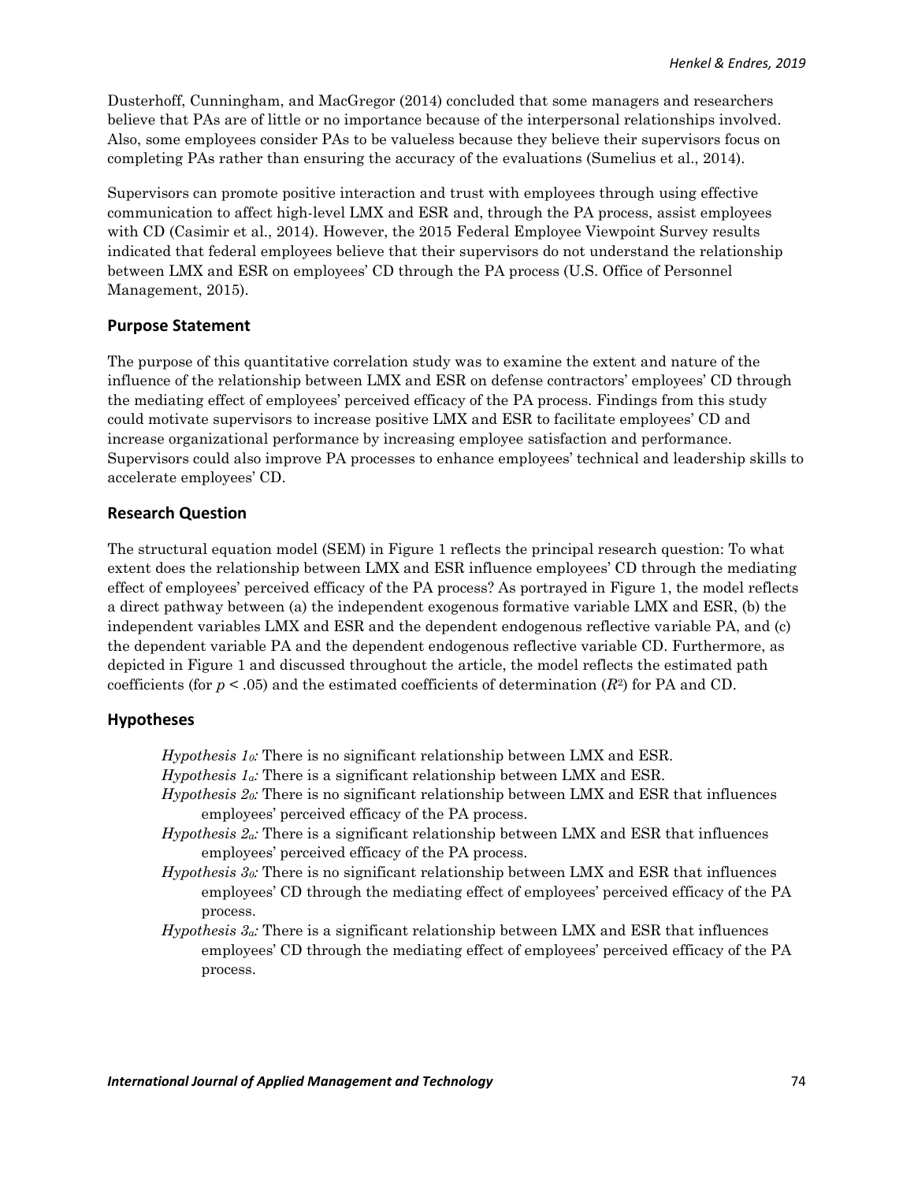Dusterhoff, Cunningham, and MacGregor (2014) concluded that some managers and researchers believe that PAs are of little or no importance because of the interpersonal relationships involved. Also, some employees consider PAs to be valueless because they believe their supervisors focus on completing PAs rather than ensuring the accuracy of the evaluations (Sumelius et al., 2014).

Supervisors can promote positive interaction and trust with employees through using effective communication to affect high-level LMX and ESR and, through the PA process, assist employees with CD (Casimir et al., 2014). However, the 2015 Federal Employee Viewpoint Survey results indicated that federal employees believe that their supervisors do not understand the relationship between LMX and ESR on employees' CD through the PA process (U.S. Office of Personnel Management, 2015).

## Purpose Statement

The purpose of this quantitative correlation study was to examine the extent and nature of the influence of the relationship between LMX and ESR on defense contractors' employees' CD through the mediating effect of employees' perceived efficacy of the PA process. Findings from this study could motivate supervisors to increase positive LMX and ESR to facilitate employees' CD and increase organizational performance by increasing employee satisfaction and performance. Supervisors could also improve PA processes to enhance employees' technical and leadership skills to accelerate employees' CD.

## Research Question

The structural equation model (SEM) in Figure 1 reflects the principal research question: To what extent does the relationship between LMX and ESR influence employees' CD through the mediating effect of employees' perceived efficacy of the PA process? As portrayed in Figure 1, the model reflects a direct pathway between (a) the independent exogenous formative variable LMX and ESR, (b) the independent variables LMX and ESR and the dependent endogenous reflective variable PA, and (c) the dependent variable PA and the dependent endogenous reflective variable CD. Furthermore, as depicted in Figure 1 and discussed throughout the article, the model reflects the estimated path coefficients (for $p < .05$) and the estimated coefficients of determination ($R^2$) for PA and CD.

## Hypotheses

*Hypothesis $1_0$:* There is no significant relationship between LMX and ESR.
*Hypothesis $1_a$:* There is a significant relationship between LMX and ESR.
*Hypothesis $2_0$:* There is no significant relationship between LMX and ESR that influences employees' perceived efficacy of the PA process.
*Hypothesis $2_a$:* There is a significant relationship between LMX and ESR that influences employees' perceived efficacy of the PA process.
*Hypothesis $3_0$:* There is no significant relationship between LMX and ESR that influences employees' CD through the mediating effect of employees' perceived efficacy of the PA process.
*Hypothesis $3_a$:* There is a significant relationship between LMX and ESR that influences employees' CD through the mediating effect of employees' perceived efficacy of the PA process.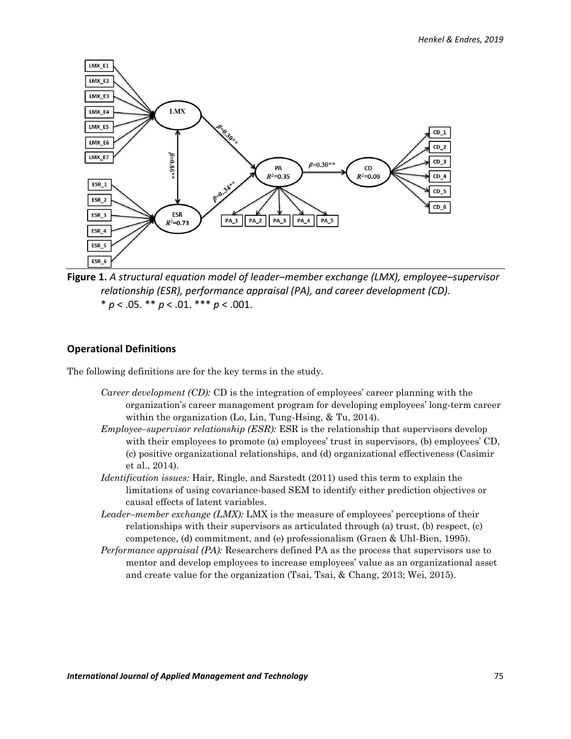**Figure 1.** *A structural equation model of leader–member exchange (LMX), employee–supervisor relationship (ESR), performance appraisal (PA), and career development (CD).*
$^{*}p < .05$. $^{**}p < .01$. $^{***}p < .001$.

### Operational Definitions

The following definitions are for the key terms in the study.

*Career development (CD):* CD is the integration of employees' career planning with the organization's career management program for developing employees' long-term career within the organization (Lo, Lin, Tung-Hsing, & Tu, 2014).

*Employee–supervisor relationship (ESR):* ESR is the relationship that supervisors develop with their employees to promote (a) employees' trust in supervisors, (b) employees' CD, (c) positive organizational relationships, and (d) organizational effectiveness (Casimir et al., 2014).

*Identification issues:* Hair, Ringle, and Sarstedt (2011) used this term to explain the limitations of using covariance-based SEM to identify either prediction objectives or causal effects of latent variables.

*Leader–member exchange (LMX):* LMX is the measure of employees' perceptions of their relationships with their supervisors as articulated through (a) trust, (b) respect, (c) competence, (d) commitment, and (e) professionalism (Graen & Uhl-Bien, 1995).

*Performance appraisal (PA):* Researchers defined PA as the process that supervisors use to mentor and develop employees to increase employees' value as an organizational asset and create value for the organization (Tsai, Tsai, & Chang, 2013; Wei, 2015).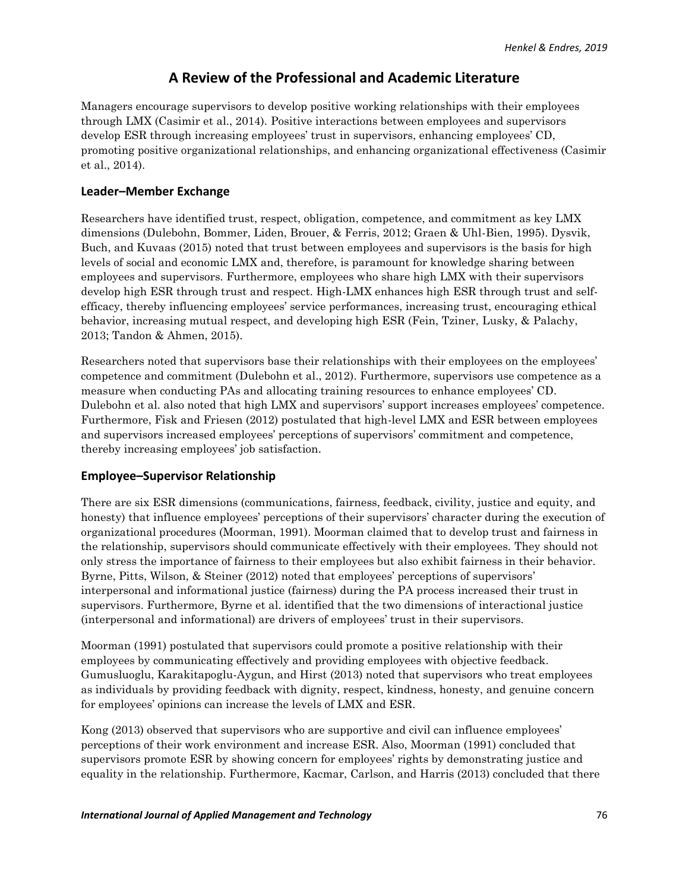## A Review of the Professional and Academic Literature

Managers encourage supervisors to develop positive working relationships with their employees through LMX (Casimir et al., 2014). Positive interactions between employees and supervisors develop ESR through increasing employees' trust in supervisors, enhancing employees' CD, promoting positive organizational relationships, and enhancing organizational effectiveness (Casimir et al., 2014).

### Leader–Member Exchange

Researchers have identified trust, respect, obligation, competence, and commitment as key LMX dimensions (Dulebohn, Bommer, Liden, Brouer, & Ferris, 2012; Graen & Uhl-Bien, 1995). Dysvik, Buch, and Kuvaas (2015) noted that trust between employees and supervisors is the basis for high levels of social and economic LMX and, therefore, is paramount for knowledge sharing between employees and supervisors. Furthermore, employees who share high LMX with their supervisors develop high ESR through trust and respect. High-LMX enhances high ESR through trust and self-efficacy, thereby influencing employees' service performances, increasing trust, encouraging ethical behavior, increasing mutual respect, and developing high ESR (Fein, Tziner, Lusky, & Palachy, 2013; Tandon & Ahmen, 2015).

Researchers noted that supervisors base their relationships with their employees on the employees' competence and commitment (Dulebohn et al., 2012). Furthermore, supervisors use competence as a measure when conducting PAs and allocating training resources to enhance employees' CD. Dulebohn et al. also noted that high LMX and supervisors' support increases employees' competence. Furthermore, Fisk and Friesen (2012) postulated that high-level LMX and ESR between employees and supervisors increased employees' perceptions of supervisors' commitment and competence, thereby increasing employees' job satisfaction.

### Employee–Supervisor Relationship

There are six ESR dimensions (communications, fairness, feedback, civility, justice and equity, and honesty) that influence employees' perceptions of their supervisors' character during the execution of organizational procedures (Moorman, 1991). Moorman claimed that to develop trust and fairness in the relationship, supervisors should communicate effectively with their employees. They should not only stress the importance of fairness to their employees but also exhibit fairness in their behavior. Byrne, Pitts, Wilson, & Steiner (2012) noted that employees' perceptions of supervisors' interpersonal and informational justice (fairness) during the PA process increased their trust in supervisors. Furthermore, Byrne et al. identified that the two dimensions of interactional justice (interpersonal and informational) are drivers of employees' trust in their supervisors.

Moorman (1991) postulated that supervisors could promote a positive relationship with their employees by communicating effectively and providing employees with objective feedback. Gumusluoglu, Karakitapoglu-Aygun, and Hirst (2013) noted that supervisors who treat employees as individuals by providing feedback with dignity, respect, kindness, honesty, and genuine concern for employees' opinions can increase the levels of LMX and ESR.

Kong (2013) observed that supervisors who are supportive and civil can influence employees' perceptions of their work environment and increase ESR. Also, Moorman (1991) concluded that supervisors promote ESR by showing concern for employees' rights by demonstrating justice and equality in the relationship. Furthermore, Kacmar, Carlson, and Harris (2013) concluded that there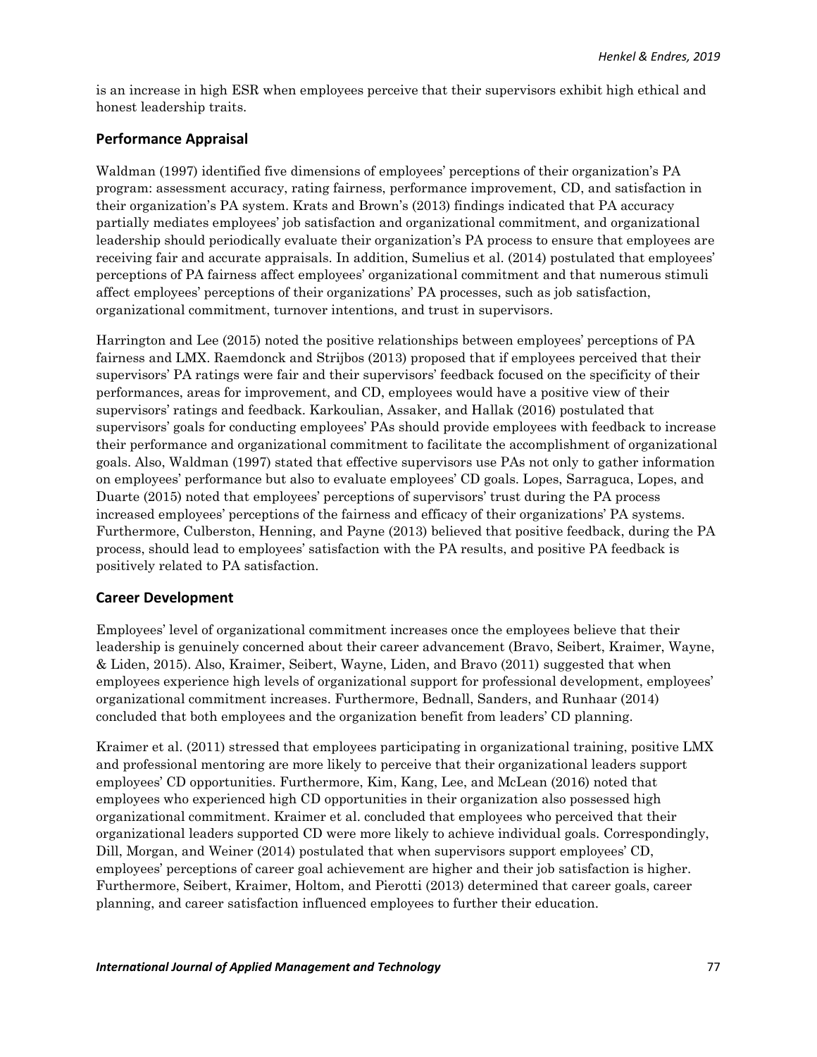is an increase in high ESR when employees perceive that their supervisors exhibit high ethical and honest leadership traits.

## Performance Appraisal

Waldman (1997) identified five dimensions of employees' perceptions of their organization's PA program: assessment accuracy, rating fairness, performance improvement, CD, and satisfaction in their organization's PA system. Krats and Brown's (2013) findings indicated that PA accuracy partially mediates employees' job satisfaction and organizational commitment, and organizational leadership should periodically evaluate their organization's PA process to ensure that employees are receiving fair and accurate appraisals. In addition, Sumelius et al. (2014) postulated that employees' perceptions of PA fairness affect employees' organizational commitment and that numerous stimuli affect employees' perceptions of their organizations' PA processes, such as job satisfaction, organizational commitment, turnover intentions, and trust in supervisors.

Harrington and Lee (2015) noted the positive relationships between employees' perceptions of PA fairness and LMX. Raemdonck and Strijbos (2013) proposed that if employees perceived that their supervisors' PA ratings were fair and their supervisors' feedback focused on the specificity of their performances, areas for improvement, and CD, employees would have a positive view of their supervisors' ratings and feedback. Karkoulian, Assaker, and Hallak (2016) postulated that supervisors' goals for conducting employees' PAs should provide employees with feedback to increase their performance and organizational commitment to facilitate the accomplishment of organizational goals. Also, Waldman (1997) stated that effective supervisors use PAs not only to gather information on employees' performance but also to evaluate employees' CD goals. Lopes, Sarraguca, Lopes, and Duarte (2015) noted that employees' perceptions of supervisors' trust during the PA process increased employees' perceptions of the fairness and efficacy of their organizations' PA systems. Furthermore, Culberston, Henning, and Payne (2013) believed that positive feedback, during the PA process, should lead to employees' satisfaction with the PA results, and positive PA feedback is positively related to PA satisfaction.

## Career Development

Employees' level of organizational commitment increases once the employees believe that their leadership is genuinely concerned about their career advancement (Bravo, Seibert, Kraimer, Wayne, & Liden, 2015). Also, Kraimer, Seibert, Wayne, Liden, and Bravo (2011) suggested that when employees experience high levels of organizational support for professional development, employees' organizational commitment increases. Furthermore, Bednall, Sanders, and Runhaar (2014) concluded that both employees and the organization benefit from leaders' CD planning.

Kraimer et al. (2011) stressed that employees participating in organizational training, positive LMX and professional mentoring are more likely to perceive that their organizational leaders support employees' CD opportunities. Furthermore, Kim, Kang, Lee, and McLean (2016) noted that employees who experienced high CD opportunities in their organization also possessed high organizational commitment. Kraimer et al. concluded that employees who perceived that their organizational leaders supported CD were more likely to achieve individual goals. Correspondingly, Dill, Morgan, and Weiner (2014) postulated that when supervisors support employees' CD, employees' perceptions of career goal achievement are higher and their job satisfaction is higher. Furthermore, Seibert, Kraimer, Holtom, and Pierotti (2013) determined that career goals, career planning, and career satisfaction influenced employees to further their education.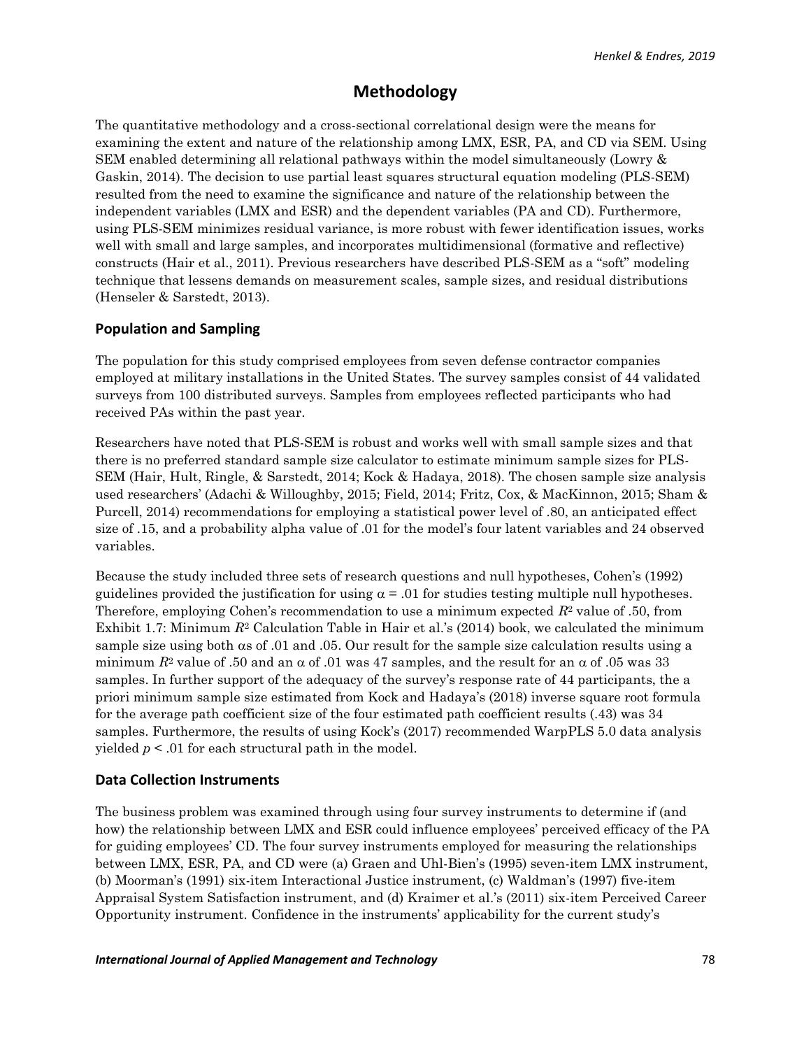# Methodology

The quantitative methodology and a cross-sectional correlational design were the means for examining the extent and nature of the relationship among LMX, ESR, PA, and CD via SEM. Using SEM enabled determining all relational pathways within the model simultaneously (Lowry & Gaskin, 2014). The decision to use partial least squares structural equation modeling (PLS-SEM) resulted from the need to examine the significance and nature of the relationship between the independent variables (LMX and ESR) and the dependent variables (PA and CD). Furthermore, using PLS-SEM minimizes residual variance, is more robust with fewer identification issues, works well with small and large samples, and incorporates multidimensional (formative and reflective) constructs (Hair et al., 2011). Previous researchers have described PLS-SEM as a "soft" modeling technique that lessens demands on measurement scales, sample sizes, and residual distributions (Henseler & Sarstedt, 2013).

## Population and Sampling

The population for this study comprised employees from seven defense contractor companies employed at military installations in the United States. The survey samples consist of 44 validated surveys from 100 distributed surveys. Samples from employees reflected participants who had received PAs within the past year.

Researchers have noted that PLS-SEM is robust and works well with small sample sizes and that there is no preferred standard sample size calculator to estimate minimum sample sizes for PLS-SEM (Hair, Hult, Ringle, & Sarstedt, 2014; Kock & Hadaya, 2018). The chosen sample size analysis used researchers' (Adachi & Willoughby, 2015; Field, 2014; Fritz, Cox, & MacKinnon, 2015; Sham & Purcell, 2014) recommendations for employing a statistical power level of .80, an anticipated effect size of .15, and a probability alpha value of .01 for the model's four latent variables and 24 observed variables.

Because the study included three sets of research questions and null hypotheses, Cohen's (1992) guidelines provided the justification for using $\alpha = .01$ for studies testing multiple null hypotheses. Therefore, employing Cohen's recommendation to use a minimum expected $R^2$ value of .50, from Exhibit 1.7: Minimum $R^2$ Calculation Table in Hair et al.'s (2014) book, we calculated the minimum sample size using both αs of .01 and .05. Our result for the sample size calculation results using a minimum $R^2$ value of .50 and an $\alpha$ of .01 was 47 samples, and the result for an $\alpha$ of .05 was 33 samples. In further support of the adequacy of the survey's response rate of 44 participants, the a priori minimum sample size estimated from Kock and Hadaya's (2018) inverse square root formula for the average path coefficient size of the four estimated path coefficient results (.43) was 34 samples. Furthermore, the results of using Kock's (2017) recommended WarpPLS 5.0 data analysis yielded $p < .01$ for each structural path in the model.

## Data Collection Instruments

The business problem was examined through using four survey instruments to determine if (and how) the relationship between LMX and ESR could influence employees' perceived efficacy of the PA for guiding employees' CD. The four survey instruments employed for measuring the relationships between LMX, ESR, PA, and CD were (a) Graen and Uhl-Bien's (1995) seven-item LMX instrument, (b) Moorman's (1991) six-item Interactional Justice instrument, (c) Waldman's (1997) five-item Appraisal System Satisfaction instrument, and (d) Kraimer et al.'s (2011) six-item Perceived Career Opportunity instrument. Confidence in the instruments' applicability for the current study's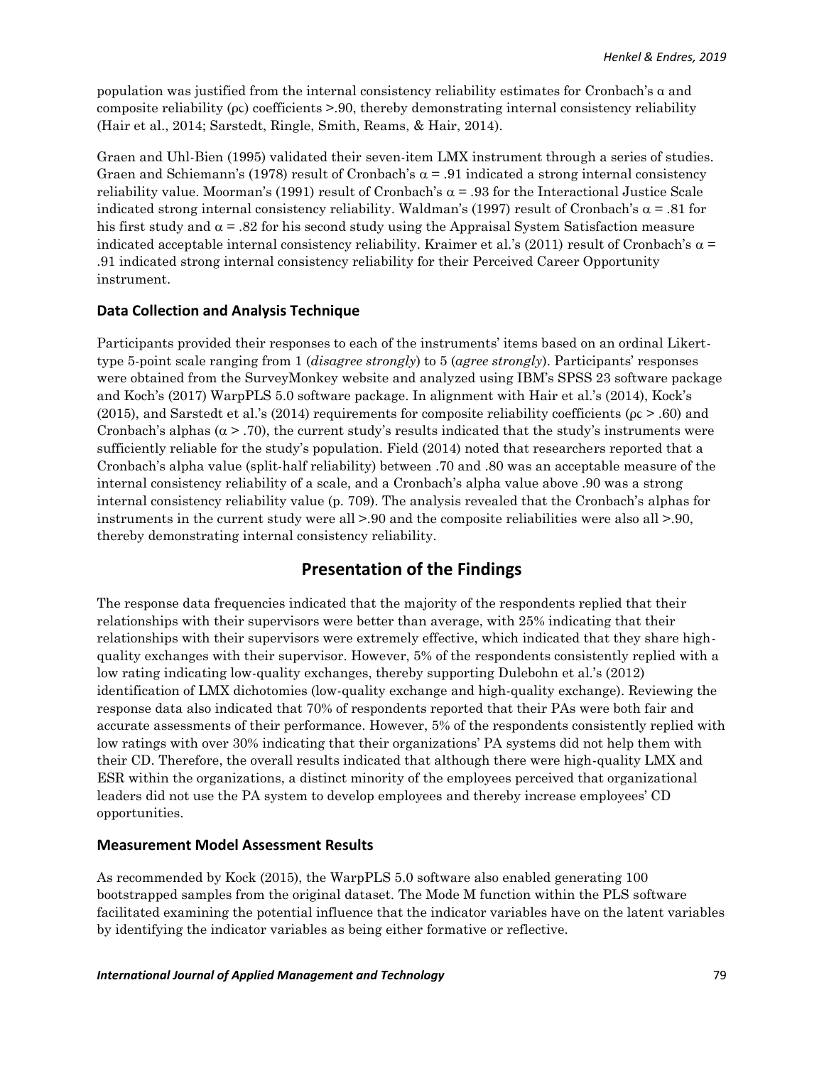population was justified from the internal consistency reliability estimates for Cronbach's α and composite reliability (ρc) coefficients >.90, thereby demonstrating internal consistency reliability (Hair et al., 2014; Sarstedt, Ringle, Smith, Reams, & Hair, 2014).

Graen and Uhl-Bien (1995) validated their seven-item LMX instrument through a series of studies. Graen and Schiemann's (1978) result of Cronbach's α = .91 indicated a strong internal consistency reliability value. Moorman's (1991) result of Cronbach's α = .93 for the Interactional Justice Scale indicated strong internal consistency reliability. Waldman's (1997) result of Cronbach's α = .81 for his first study and α = .82 for his second study using the Appraisal System Satisfaction measure indicated acceptable internal consistency reliability. Kraimer et al.'s (2011) result of Cronbach's α = .91 indicated strong internal consistency reliability for their Perceived Career Opportunity instrument.

### Data Collection and Analysis Technique

Participants provided their responses to each of the instruments' items based on an ordinal Likert-type 5-point scale ranging from 1 (*disagree strongly*) to 5 (*agree strongly*). Participants' responses were obtained from the SurveyMonkey website and analyzed using IBM's SPSS 23 software package and Koch's (2017) WarpPLS 5.0 software package. In alignment with Hair et al.'s (2014), Kock's (2015), and Sarstedt et al.'s (2014) requirements for composite reliability coefficients (ρc > .60) and Cronbach's alphas (α > .70), the current study's results indicated that the study's instruments were sufficiently reliable for the study's population. Field (2014) noted that researchers reported that a Cronbach's alpha value (split-half reliability) between .70 and .80 was an acceptable measure of the internal consistency reliability of a scale, and a Cronbach's alpha value above .90 was a strong internal consistency reliability value (p. 709). The analysis revealed that the Cronbach's alphas for instruments in the current study were all >.90 and the composite reliabilities were also all >.90, thereby demonstrating internal consistency reliability.

## Presentation of the Findings

The response data frequencies indicated that the majority of the respondents replied that their relationships with their supervisors were better than average, with 25% indicating that their relationships with their supervisors were extremely effective, which indicated that they share high-quality exchanges with their supervisor. However, 5% of the respondents consistently replied with a low rating indicating low-quality exchanges, thereby supporting Dulebohn et al.'s (2012) identification of LMX dichotomies (low-quality exchange and high-quality exchange). Reviewing the response data also indicated that 70% of respondents reported that their PAs were both fair and accurate assessments of their performance. However, 5% of the respondents consistently replied with low ratings with over 30% indicating that their organizations' PA systems did not help them with their CD. Therefore, the overall results indicated that although there were high-quality LMX and ESR within the organizations, a distinct minority of the employees perceived that organizational leaders did not use the PA system to develop employees and thereby increase employees' CD opportunities.

### Measurement Model Assessment Results

As recommended by Kock (2015), the WarpPLS 5.0 software also enabled generating 100 bootstrapped samples from the original dataset. The Mode M function within the PLS software facilitated examining the potential influence that the indicator variables have on the latent variables by identifying the indicator variables as being either formative or reflective.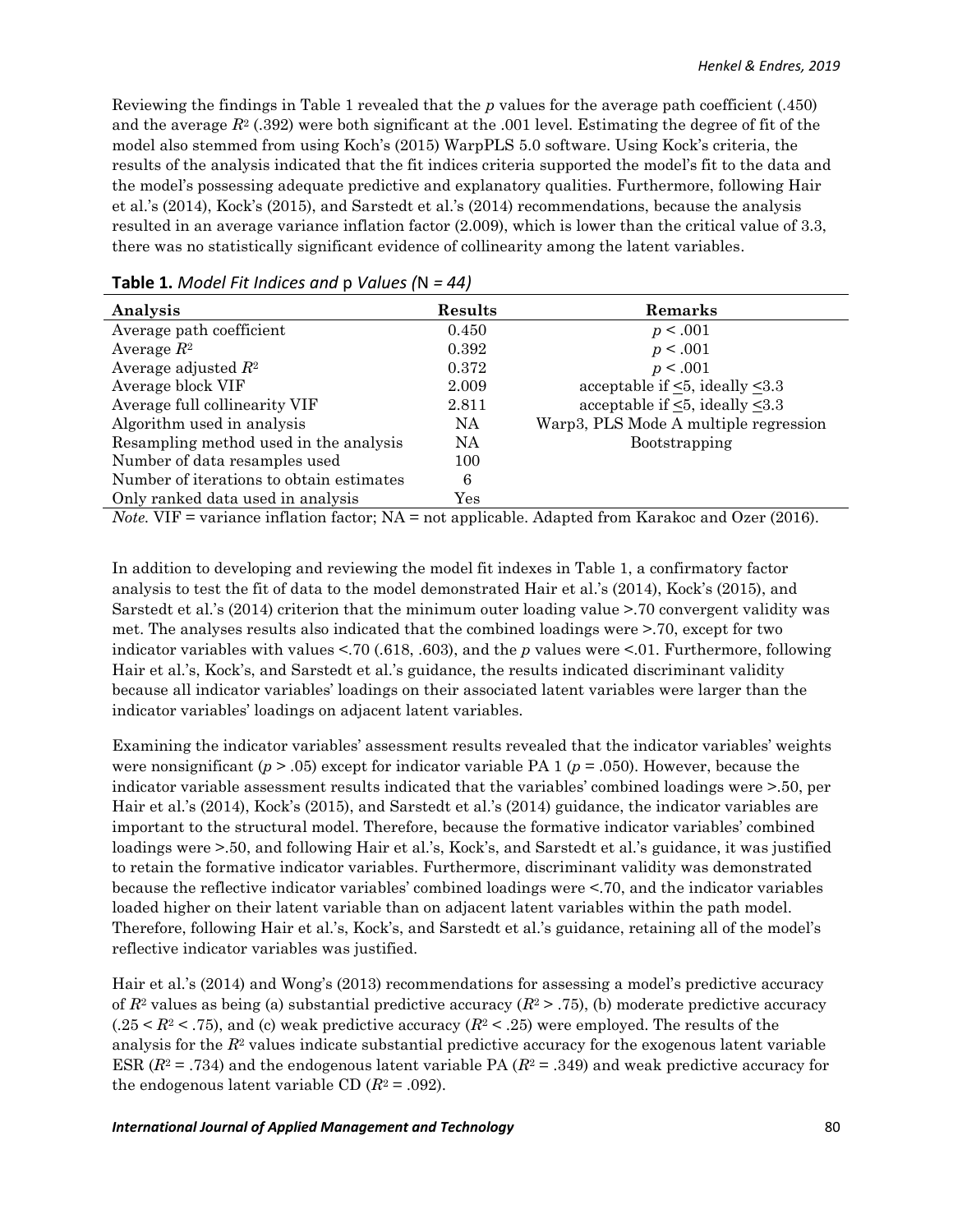Reviewing the findings in Table 1 revealed that the *p* values for the average path coefficient (.450) and the average $R^2$ (.392) were both significant at the .001 level. Estimating the degree of fit of the model also stemmed from using Koch's (2015) WarpPLS 5.0 software. Using Kock's criteria, the results of the analysis indicated that the fit indices criteria supported the model's fit to the data and the model's possessing adequate predictive and explanatory qualities. Furthermore, following Hair et al.'s (2014), Kock's (2015), and Sarstedt et al.'s (2014) recommendations, because the analysis resulted in an average variance inflation factor (2.009), which is lower than the critical value of 3.3, there was no statistically significant evidence of collinearity among the latent variables.

**Table 1.** *Model Fit Indices and* p *Values (*N *= 44)*

| Analysis | Results | Remarks |
|---|---|---|
| Average path coefficient | 0.450 | $p < .001$ |
| Average $R^2$ | 0.392 | $p < .001$ |
| Average adjusted $R^2$ | 0.372 | $p < .001$ |
| Average block VIF | 2.009 | acceptable if $\leq 5$, ideally $\leq 3.3$ |
| Average full collinearity VIF | 2.811 | acceptable if $\leq 5$, ideally $\leq 3.3$ |
| Algorithm used in analysis | NA | Warp3, PLS Mode A multiple regression |
| Resampling method used in the analysis | NA | Bootstrapping |
| Number of data resamples used | 100 | |
| Number of iterations to obtain estimates | 6 | |
| Only ranked data used in analysis | Yes | |

*Note.* VIF = variance inflation factor; NA = not applicable. Adapted from Karakoc and Ozer (2016).

In addition to developing and reviewing the model fit indexes in Table 1, a confirmatory factor analysis to test the fit of data to the model demonstrated Hair et al.'s (2014), Kock's (2015), and Sarstedt et al.'s (2014) criterion that the minimum outer loading value >.70 convergent validity was met. The analyses results also indicated that the combined loadings were >.70, except for two indicator variables with values <.70 (.618, .603), and the *p* values were <.01. Furthermore, following Hair et al.'s, Kock's, and Sarstedt et al.'s guidance, the results indicated discriminant validity because all indicator variables' loadings on their associated latent variables were larger than the indicator variables' loadings on adjacent latent variables.

Examining the indicator variables' assessment results revealed that the indicator variables' weights were nonsignificant ($p > .05$) except for indicator variable PA 1 ($p = .050$). However, because the indicator variable assessment results indicated that the variables' combined loadings were >.50, per Hair et al.'s (2014), Kock's (2015), and Sarstedt et al.'s (2014) guidance, the indicator variables are important to the structural model. Therefore, because the formative indicator variables' combined loadings were >.50, and following Hair et al.'s, Kock's, and Sarstedt et al.'s guidance, it was justified to retain the formative indicator variables. Furthermore, discriminant validity was demonstrated because the reflective indicator variables' combined loadings were <.70, and the indicator variables loaded higher on their latent variable than on adjacent latent variables within the path model. Therefore, following Hair et al.'s, Kock's, and Sarstedt et al.'s guidance, retaining all of the model's reflective indicator variables was justified.

Hair et al.'s (2014) and Wong's (2013) recommendations for assessing a model's predictive accuracy of $R^2$ values as being (a) substantial predictive accuracy ($R^2 > .75$), (b) moderate predictive accuracy ($.25 < R^2 < .75$), and (c) weak predictive accuracy ($R^2 < .25$) were employed. The results of the analysis for the $R^2$ values indicate substantial predictive accuracy for the exogenous latent variable ESR ($R^2 = .734$) and the endogenous latent variable PA ($R^2 = .349$) and weak predictive accuracy for the endogenous latent variable CD ($R^2 = .092$).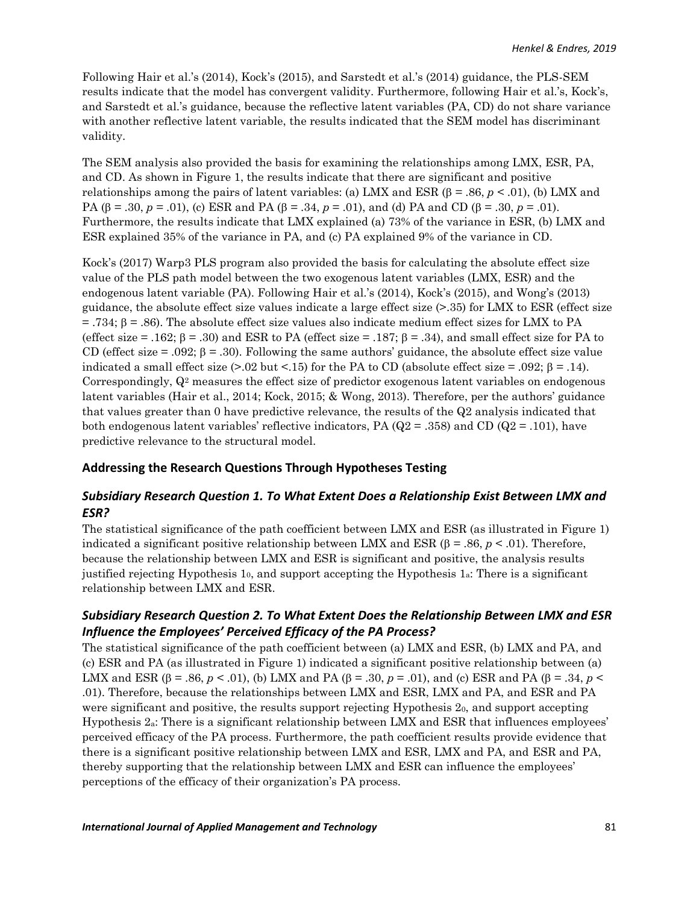Following Hair et al.'s (2014), Kock's (2015), and Sarstedt et al.'s (2014) guidance, the PLS-SEM results indicate that the model has convergent validity. Furthermore, following Hair et al.'s, Kock's, and Sarstedt et al.'s guidance, because the reflective latent variables (PA, CD) do not share variance with another reflective latent variable, the results indicated that the SEM model has discriminant validity.

The SEM analysis also provided the basis for examining the relationships among LMX, ESR, PA, and CD. As shown in Figure 1, the results indicate that there are significant and positive relationships among the pairs of latent variables: (a) LMX and ESR ($\beta = .86$, $p < .01$), (b) LMX and PA ($\beta = .30$, $p = .01$), (c) ESR and PA ($\beta = .34$, $p = .01$), and (d) PA and CD ($\beta = .30$, $p = .01$). Furthermore, the results indicate that LMX explained (a) 73% of the variance in ESR, (b) LMX and ESR explained 35% of the variance in PA, and (c) PA explained 9% of the variance in CD.

Kock's (2017) Warp3 PLS program also provided the basis for calculating the absolute effect size value of the PLS path model between the two exogenous latent variables (LMX, ESR) and the endogenous latent variable (PA). Following Hair et al.'s (2014), Kock's (2015), and Wong's (2013) guidance, the absolute effect size values indicate a large effect size (>.35) for LMX to ESR (effect size = .734; $\beta = .86$). The absolute effect size values also indicate medium effect sizes for LMX to PA (effect size = .162; $\beta = .30$) and ESR to PA (effect size = .187; $\beta = .34$), and small effect size for PA to CD (effect size = .092; $\beta = .30$). Following the same authors' guidance, the absolute effect size value indicated a small effect size (>.02 but <.15) for the PA to CD (absolute effect size = .092; $\beta = .14$). Correspondingly, $Q^2$ measures the effect size of predictor exogenous latent variables on endogenous latent variables (Hair et al., 2014; Kock, 2015; & Wong, 2013). Therefore, per the authors' guidance that values greater than 0 have predictive relevance, the results of the Q2 analysis indicated that both endogenous latent variables' reflective indicators, PA (Q2 = .358) and CD (Q2 = .101), have predictive relevance to the structural model.

### Addressing the Research Questions Through Hypotheses Testing

#### *Subsidiary Research Question 1. To What Extent Does a Relationship Exist Between LMX and ESR?*

The statistical significance of the path coefficient between LMX and ESR (as illustrated in Figure 1) indicated a significant positive relationship between LMX and ESR ($\beta = .86$, $p < .01$). Therefore, because the relationship between LMX and ESR is significant and positive, the analysis results justified rejecting Hypothesis $1_0$, and support accepting the Hypothesis $1_a$: There is a significant relationship between LMX and ESR.

#### *Subsidiary Research Question 2. To What Extent Does the Relationship Between LMX and ESR Influence the Employees' Perceived Efficacy of the PA Process?*

The statistical significance of the path coefficient between (a) LMX and ESR, (b) LMX and PA, and (c) ESR and PA (as illustrated in Figure 1) indicated a significant positive relationship between (a) LMX and ESR ($\beta = .86$, $p < .01$), (b) LMX and PA ($\beta = .30$, $p = .01$), and (c) ESR and PA ($\beta = .34$, $p < .01$). Therefore, because the relationships between LMX and ESR, LMX and PA, and ESR and PA were significant and positive, the results support rejecting Hypothesis $2_0$, and support accepting Hypothesis $2_a$: There is a significant relationship between LMX and ESR that influences employees' perceived efficacy of the PA process. Furthermore, the path coefficient results provide evidence that there is a significant positive relationship between LMX and ESR, LMX and PA, and ESR and PA, thereby supporting that the relationship between LMX and ESR can influence the employees' perceptions of the efficacy of their organization's PA process.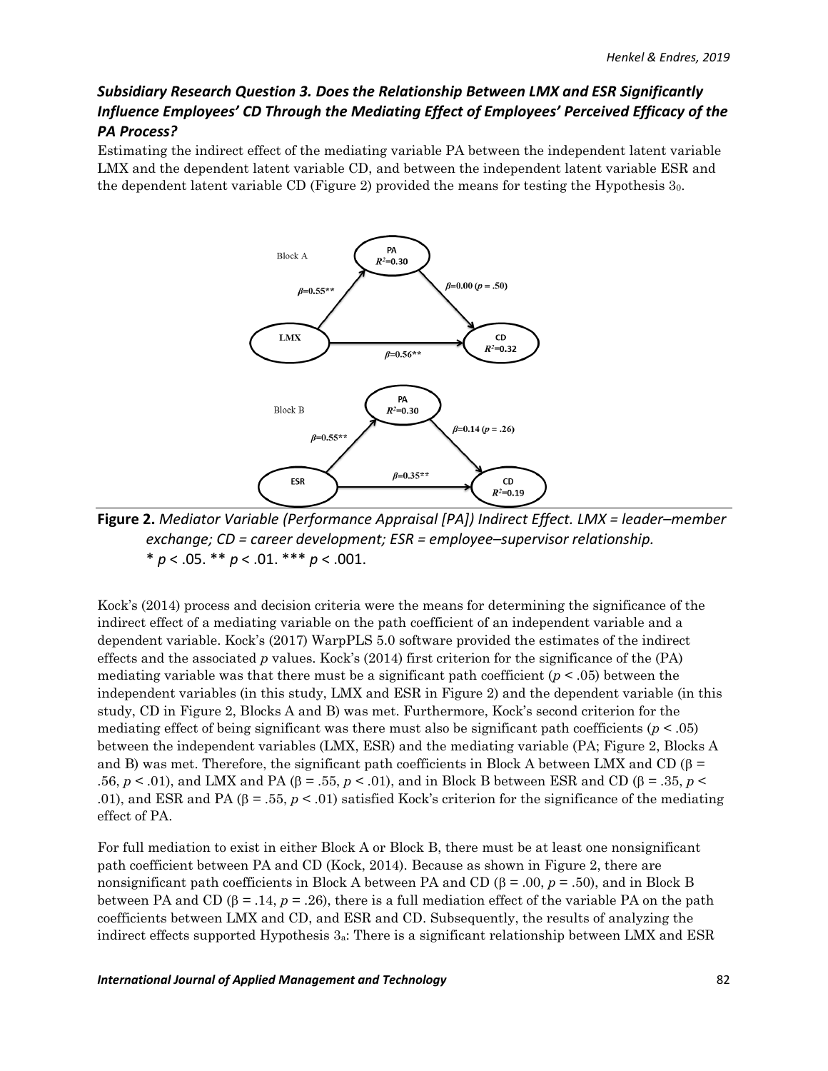### *Subsidiary Research Question 3. Does the Relationship Between LMX and ESR Significantly Influence Employees' CD Through the Mediating Effect of Employees' Perceived Efficacy of the PA Process?*

Estimating the indirect effect of the mediating variable PA between the independent latent variable LMX and the dependent latent variable CD, and between the independent latent variable ESR and the dependent latent variable CD (Figure 2) provided the means for testing the Hypothesis $3_0$.

**Figure 2.** *Mediator Variable (Performance Appraisal [PA]) Indirect Effect. LMX = leader–member exchange; CD = career development; ESR = employee–supervisor relationship.*
\* $p < .05$. \*\* $p < .01$. \*\*\* $p < .001$.

Kock's (2014) process and decision criteria were the means for determining the significance of the indirect effect of a mediating variable on the path coefficient of an independent variable and a dependent variable. Kock's (2017) WarpPLS 5.0 software provided the estimates of the indirect effects and the associated *p* values. Kock's (2014) first criterion for the significance of the (PA) mediating variable was that there must be a significant path coefficient ($p < .05$) between the independent variables (in this study, LMX and ESR in Figure 2) and the dependent variable (in this study, CD in Figure 2, Blocks A and B) was met. Furthermore, Kock's second criterion for the mediating effect of being significant was there must also be significant path coefficients ($p < .05$) between the independent variables (LMX, ESR) and the mediating variable (PA; Figure 2, Blocks A and B) was met. Therefore, the significant path coefficients in Block A between LMX and CD ($\beta = .56$, $p < .01$), and LMX and PA ($\beta = .55$, $p < .01$), and in Block B between ESR and CD ($\beta = .35$, $p < .01$), and ESR and PA ($\beta = .55$, $p < .01$) satisfied Kock's criterion for the significance of the mediating effect of PA.

For full mediation to exist in either Block A or Block B, there must be at least one nonsignificant path coefficient between PA and CD (Kock, 2014). Because as shown in Figure 2, there are nonsignificant path coefficients in Block A between PA and CD ($\beta = .00$, $p = .50$), and in Block B between PA and CD ($\beta = .14$, $p = .26$), there is a full mediation effect of the variable PA on the path coefficients between LMX and CD, and ESR and CD. Subsequently, the results of analyzing the indirect effects supported Hypothesis $3_a$: There is a significant relationship between LMX and ESR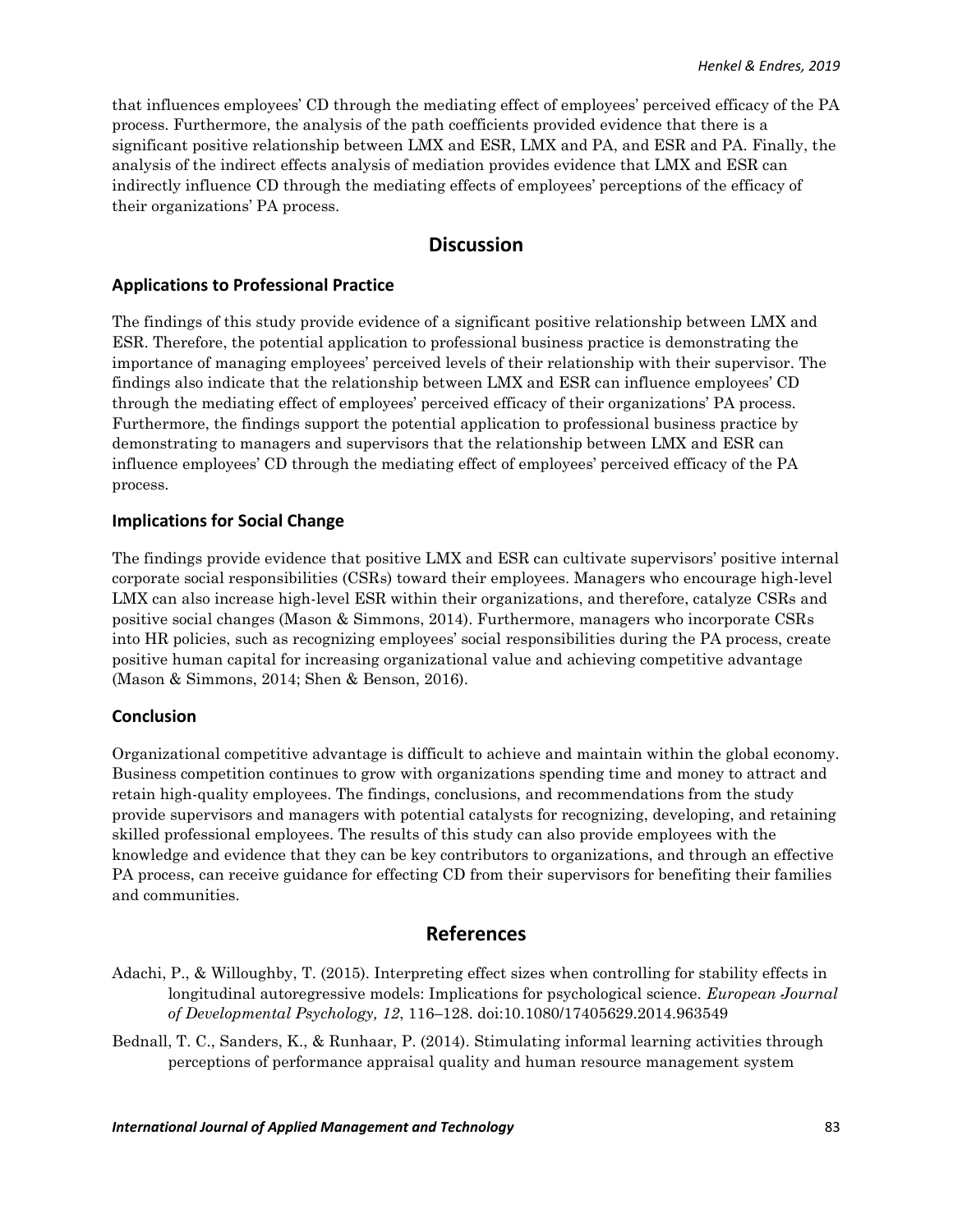that influences employees' CD through the mediating effect of employees' perceived efficacy of the PA process. Furthermore, the analysis of the path coefficients provided evidence that there is a significant positive relationship between LMX and ESR, LMX and PA, and ESR and PA. Finally, the analysis of the indirect effects analysis of mediation provides evidence that LMX and ESR can indirectly influence CD through the mediating effects of employees' perceptions of the efficacy of their organizations' PA process.

## Discussion

### Applications to Professional Practice

The findings of this study provide evidence of a significant positive relationship between LMX and ESR. Therefore, the potential application to professional business practice is demonstrating the importance of managing employees' perceived levels of their relationship with their supervisor. The findings also indicate that the relationship between LMX and ESR can influence employees' CD through the mediating effect of employees' perceived efficacy of their organizations' PA process. Furthermore, the findings support the potential application to professional business practice by demonstrating to managers and supervisors that the relationship between LMX and ESR can influence employees' CD through the mediating effect of employees' perceived efficacy of the PA process.

### Implications for Social Change

The findings provide evidence that positive LMX and ESR can cultivate supervisors' positive internal corporate social responsibilities (CSRs) toward their employees. Managers who encourage high-level LMX can also increase high-level ESR within their organizations, and therefore, catalyze CSRs and positive social changes (Mason & Simmons, 2014). Furthermore, managers who incorporate CSRs into HR policies, such as recognizing employees' social responsibilities during the PA process, create positive human capital for increasing organizational value and achieving competitive advantage (Mason & Simmons, 2014; Shen & Benson, 2016).

### Conclusion

Organizational competitive advantage is difficult to achieve and maintain within the global economy. Business competition continues to grow with organizations spending time and money to attract and retain high-quality employees. The findings, conclusions, and recommendations from the study provide supervisors and managers with potential catalysts for recognizing, developing, and retaining skilled professional employees. The results of this study can also provide employees with the knowledge and evidence that they can be key contributors to organizations, and through an effective PA process, can receive guidance for effecting CD from their supervisors for benefiting their families and communities.

## References

Adachi, P., & Willoughby, T. (2015). Interpreting effect sizes when controlling for stability effects in longitudinal autoregressive models: Implications for psychological science. *European Journal of Developmental Psychology, 12*, 116–128. doi:10.1080/17405629.2014.963549

Bednall, T. C., Sanders, K., & Runhaar, P. (2014). Stimulating informal learning activities through perceptions of performance appraisal quality and human resource management system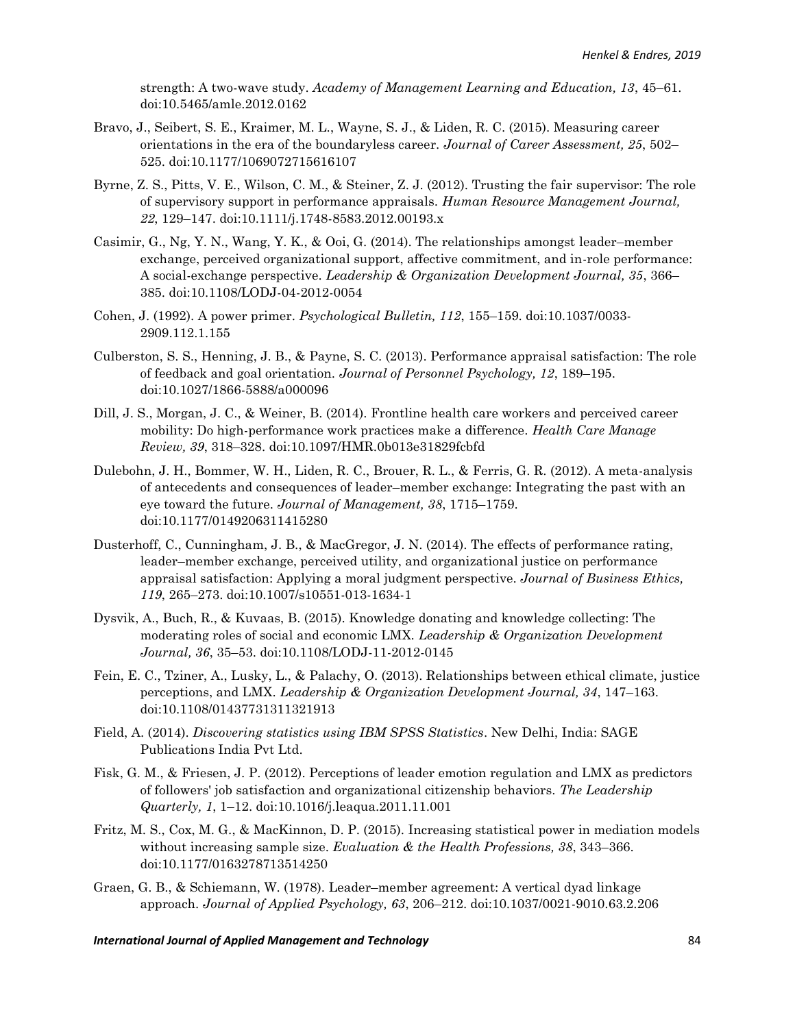strength: A two-wave study. *Academy of Management Learning and Education, 13*, 45–61. doi:10.5465/amle.2012.0162

Bravo, J., Seibert, S. E., Kraimer, M. L., Wayne, S. J., & Liden, R. C. (2015). Measuring career orientations in the era of the boundaryless career. *Journal of Career Assessment, 25*, 502–525. doi:10.1177/1069072715616107

Byrne, Z. S., Pitts, V. E., Wilson, C. M., & Steiner, Z. J. (2012). Trusting the fair supervisor: The role of supervisory support in performance appraisals. *Human Resource Management Journal, 22*, 129–147. doi:10.1111/j.1748-8583.2012.00193.x

Casimir, G., Ng, Y. N., Wang, Y. K., & Ooi, G. (2014). The relationships amongst leader–member exchange, perceived organizational support, affective commitment, and in-role performance: A social-exchange perspective. *Leadership & Organization Development Journal, 35*, 366–385. doi:10.1108/LODJ-04-2012-0054

Cohen, J. (1992). A power primer. *Psychological Bulletin, 112*, 155–159. doi:10.1037/0033-2909.112.1.155

Culberston, S. S., Henning, J. B., & Payne, S. C. (2013). Performance appraisal satisfaction: The role of feedback and goal orientation. *Journal of Personnel Psychology, 12*, 189–195. doi:10.1027/1866-5888/a000096

Dill, J. S., Morgan, J. C., & Weiner, B. (2014). Frontline health care workers and perceived career mobility: Do high-performance work practices make a difference. *Health Care Manage Review, 39*, 318–328. doi:10.1097/HMR.0b013e31829fcbfd

Dulebohn, J. H., Bommer, W. H., Liden, R. C., Brouer, R. L., & Ferris, G. R. (2012). A meta-analysis of antecedents and consequences of leader–member exchange: Integrating the past with an eye toward the future. *Journal of Management, 38*, 1715–1759. doi:10.1177/0149206311415280

Dusterhoff, C., Cunningham, J. B., & MacGregor, J. N. (2014). The effects of performance rating, leader–member exchange, perceived utility, and organizational justice on performance appraisal satisfaction: Applying a moral judgment perspective. *Journal of Business Ethics, 119*, 265–273. doi:10.1007/s10551-013-1634-1

Dysvik, A., Buch, R., & Kuvaas, B. (2015). Knowledge donating and knowledge collecting: The moderating roles of social and economic LMX. *Leadership & Organization Development Journal, 36*, 35–53. doi:10.1108/LODJ-11-2012-0145

Fein, E. C., Tziner, A., Lusky, L., & Palachy, O. (2013). Relationships between ethical climate, justice perceptions, and LMX. *Leadership & Organization Development Journal, 34*, 147–163. doi:10.1108/01437731311321913

Field, A. (2014). *Discovering statistics using IBM SPSS Statistics*. New Delhi, India: SAGE Publications India Pvt Ltd.

Fisk, G. M., & Friesen, J. P. (2012). Perceptions of leader emotion regulation and LMX as predictors of followers' job satisfaction and organizational citizenship behaviors. *The Leadership Quarterly, 1*, 1–12. doi:10.1016/j.leaqua.2011.11.001

Fritz, M. S., Cox, M. G., & MacKinnon, D. P. (2015). Increasing statistical power in mediation models without increasing sample size. *Evaluation & the Health Professions, 38*, 343–366. doi:10.1177/0163278713514250

Graen, G. B., & Schiemann, W. (1978). Leader–member agreement: A vertical dyad linkage approach. *Journal of Applied Psychology, 63*, 206–212. doi:10.1037/0021-9010.63.2.206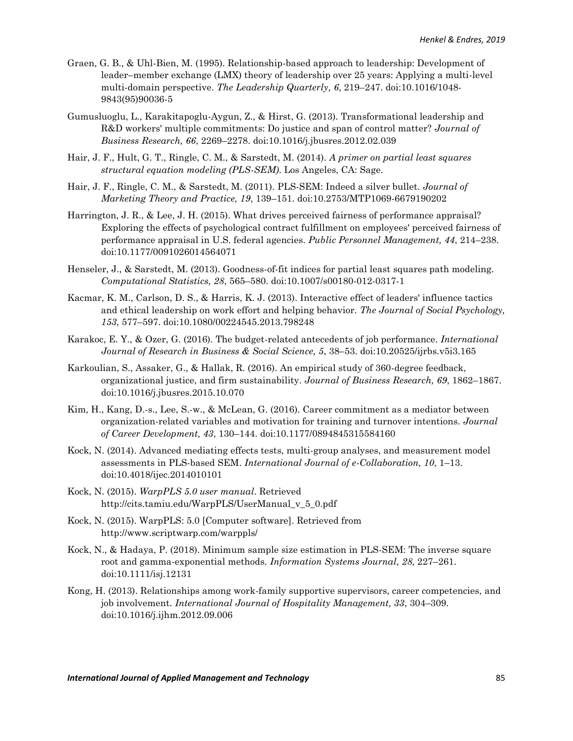Graen, G. B., & Uhl-Bien, M. (1995). Relationship-based approach to leadership: Development of leader–member exchange (LMX) theory of leadership over 25 years: Applying a multi-level multi-domain perspective. *The Leadership Quarterly, 6*, 219–247. doi:10.1016/1048-9843(95)90036-5

Gumusluoglu, L., Karakitapoglu-Aygun, Z., & Hirst, G. (2013). Transformational leadership and R&D workers' multiple commitments: Do justice and span of control matter? *Journal of Business Research, 66*, 2269–2278. doi:10.1016/j.jbusres.2012.02.039

Hair, J. F., Hult, G. T., Ringle, C. M., & Sarstedt, M. (2014). *A primer on partial least squares structural equation modeling (PLS-SEM)*. Los Angeles, CA: Sage.

Hair, J. F., Ringle, C. M., & Sarstedt, M. (2011). PLS-SEM: Indeed a silver bullet. *Journal of Marketing Theory and Practice, 19*, 139–151. doi:10.2753/MTP1069-6679190202

Harrington, J. R., & Lee, J. H. (2015). What drives perceived fairness of performance appraisal? Exploring the effects of psychological contract fulfillment on employees' perceived fairness of performance appraisal in U.S. federal agencies. *Public Personnel Management, 44*, 214–238. doi:10.1177/0091026014564071

Henseler, J., & Sarstedt, M. (2013). Goodness-of-fit indices for partial least squares path modeling. *Computational Statistics, 28*, 565–580. doi:10.1007/s00180-012-0317-1

Kacmar, K. M., Carlson, D. S., & Harris, K. J. (2013). Interactive effect of leaders' influence tactics and ethical leadership on work effort and helping behavior. *The Journal of Social Psychology, 153*, 577–597. doi:10.1080/00224545.2013.798248

Karakoc, E. Y., & Ozer, G. (2016). The budget-related antecedents of job performance. *International Journal of Research in Business & Social Science, 5*, 38–53. doi:10.20525/ijrbs.v5i3.165

Karkoulian, S., Assaker, G., & Hallak, R. (2016). An empirical study of 360-degree feedback, organizational justice, and firm sustainability. *Journal of Business Research, 69*, 1862–1867. doi:10.1016/j.jbusres.2015.10.070

Kim, H., Kang, D.-s., Lee, S.-w., & McLean, G. (2016). Career commitment as a mediator between organization-related variables and motivation for training and turnover intentions. *Journal of Career Development, 43*, 130–144. doi:10.1177/0894845315584160

Kock, N. (2014). Advanced mediating effects tests, multi-group analyses, and measurement model assessments in PLS-based SEM. *International Journal of e-Collaboration, 10*, 1–13. doi:10.4018/ijec.2014010101

Kock, N. (2015). *WarpPLS 5.0 user manual*. Retrieved http://cits.tamiu.edu/WarpPLS/UserManual_v_5_0.pdf

Kock, N. (2015). WarpPLS: 5.0 [Computer software]. Retrieved from http://www.scriptwarp.com/warppls/

Kock, N., & Hadaya, P. (2018). Minimum sample size estimation in PLS-SEM: The inverse square root and gamma-exponential methods. *Information Systems Journal, 28*, 227–261. doi:10.1111/isj.12131

Kong, H. (2013). Relationships among work-family supportive supervisors, career competencies, and job involvement. *International Journal of Hospitality Management, 33*, 304–309. doi:10.1016/j.ijhm.2012.09.006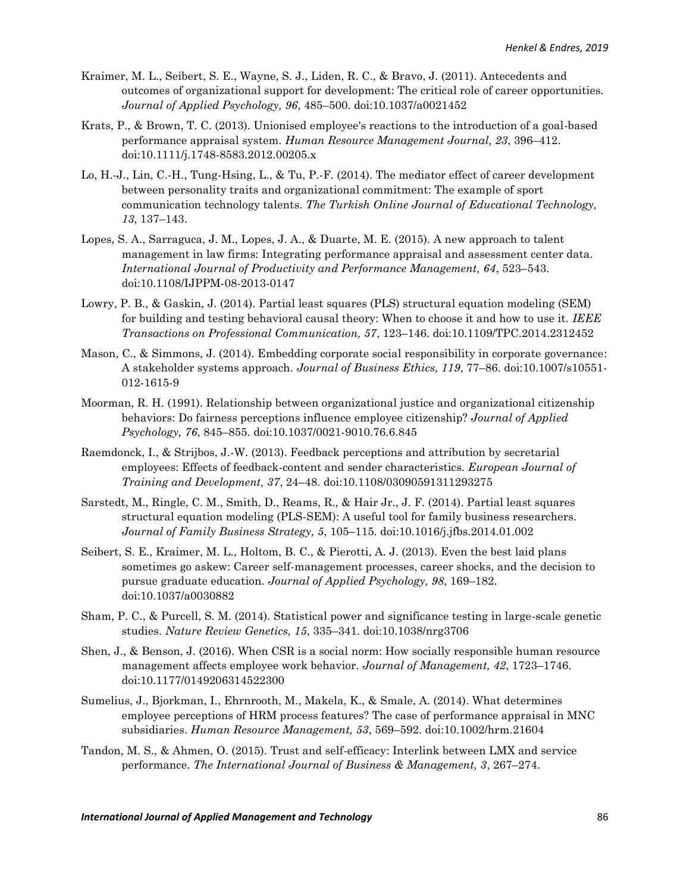Kraimer, M. L., Seibert, S. E., Wayne, S. J., Liden, R. C., & Bravo, J. (2011). Antecedents and outcomes of organizational support for development: The critical role of career opportunities. *Journal of Applied Psychology, 96*, 485–500. doi:10.1037/a0021452

Krats, P., & Brown, T. C. (2013). Unionised employee's reactions to the introduction of a goal-based performance appraisal system. *Human Resource Management Journal, 23*, 396–412. doi:10.1111/j.1748-8583.2012.00205.x

Lo, H.-J., Lin, C.-H., Tung-Hsing, L., & Tu, P.-F. (2014). The mediator effect of career development between personality traits and organizational commitment: The example of sport communication technology talents. *The Turkish Online Journal of Educational Technology, 13*, 137–143.

Lopes, S. A., Sarraguca, J. M., Lopes, J. A., & Duarte, M. E. (2015). A new approach to talent management in law firms: Integrating performance appraisal and assessment center data. *International Journal of Productivity and Performance Management, 64*, 523–543. doi:10.1108/IJPPM-08-2013-0147

Lowry, P. B., & Gaskin, J. (2014). Partial least squares (PLS) structural equation modeling (SEM) for building and testing behavioral causal theory: When to choose it and how to use it. *IEEE Transactions on Professional Communication, 57*, 123–146. doi:10.1109/TPC.2014.2312452

Mason, C., & Simmons, J. (2014). Embedding corporate social responsibility in corporate governance: A stakeholder systems approach. *Journal of Business Ethics, 119*, 77–86. doi:10.1007/s10551-012-1615-9

Moorman, R. H. (1991). Relationship between organizational justice and organizational citizenship behaviors: Do fairness perceptions influence employee citizenship? *Journal of Applied Psychology, 76*, 845–855. doi:10.1037/0021-9010.76.6.845

Raemdonck, I., & Strijbos, J.-W. (2013). Feedback perceptions and attribution by secretarial employees: Effects of feedback-content and sender characteristics. *European Journal of Training and Development, 37*, 24–48. doi:10.1108/03090591311293275

Sarstedt, M., Ringle, C. M., Smith, D., Reams, R., & Hair Jr., J. F. (2014). Partial least squares structural equation modeling (PLS-SEM): A useful tool for family business researchers. *Journal of Family Business Strategy, 5*, 105–115. doi:10.1016/j.jfbs.2014.01.002

Seibert, S. E., Kraimer, M. L., Holtom, B. C., & Pierotti, A. J. (2013). Even the best laid plans sometimes go askew: Career self-management processes, career shocks, and the decision to pursue graduate education. *Journal of Applied Psychology, 98*, 169–182. doi:10.1037/a0030882

Sham, P. C., & Purcell, S. M. (2014). Statistical power and significance testing in large-scale genetic studies. *Nature Review Genetics, 15*, 335–341. doi:10.1038/nrg3706

Shen, J., & Benson, J. (2016). When CSR is a social norm: How socially responsible human resource management affects employee work behavior. *Journal of Management, 42*, 1723–1746. doi:10.1177/0149206314522300

Sumelius, J., Bjorkman, I., Ehrnrooth, M., Makela, K., & Smale, A. (2014). What determines employee perceptions of HRM process features? The case of performance appraisal in MNC subsidiaries. *Human Resource Management, 53*, 569–592. doi:10.1002/hrm.21604

Tandon, M. S., & Ahmen, O. (2015). Trust and self-efficacy: Interlink between LMX and service performance. *The International Journal of Business & Management, 3*, 267–274.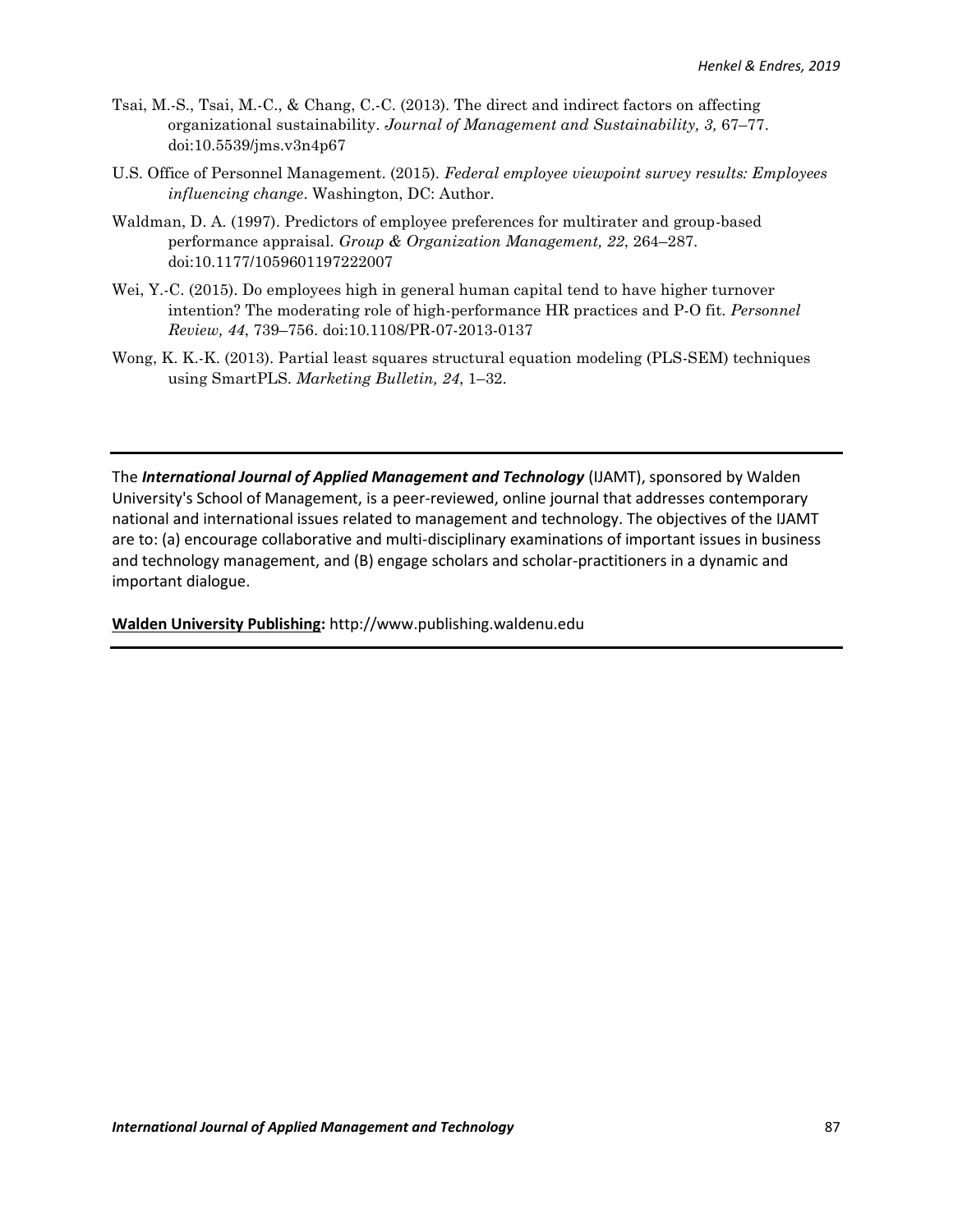Tsai, M.-S., Tsai, M.-C., & Chang, C.-C. (2013). The direct and indirect factors on affecting organizational sustainability. *Journal of Management and Sustainability, 3,* 67–77. doi:10.5539/jms.v3n4p67

U.S. Office of Personnel Management. (2015). *Federal employee viewpoint survey results: Employees influencing change*. Washington, DC: Author.

Waldman, D. A. (1997). Predictors of employee preferences for multirater and group-based performance appraisal. *Group & Organization Management, 22*, 264–287. doi:10.1177/1059601197222007

Wei, Y.-C. (2015). Do employees high in general human capital tend to have higher turnover intention? The moderating role of high-performance HR practices and P-O fit. *Personnel Review, 44*, 739–756. doi:10.1108/PR-07-2013-0137

Wong, K. K.-K. (2013). Partial least squares structural equation modeling (PLS-SEM) techniques using SmartPLS. *Marketing Bulletin, 24*, 1–32.

---

The ***International Journal of Applied Management and Technology*** (IJAMT), sponsored by Walden University's School of Management, is a peer-reviewed, online journal that addresses contemporary national and international issues related to management and technology. The objectives of the IJAMT are to: (a) encourage collaborative and multi-disciplinary examinations of important issues in business and technology management, and (B) engage scholars and scholar-practitioners in a dynamic and important dialogue.

**Walden University Publishing:** http://www.publishing.waldenu.edu

---